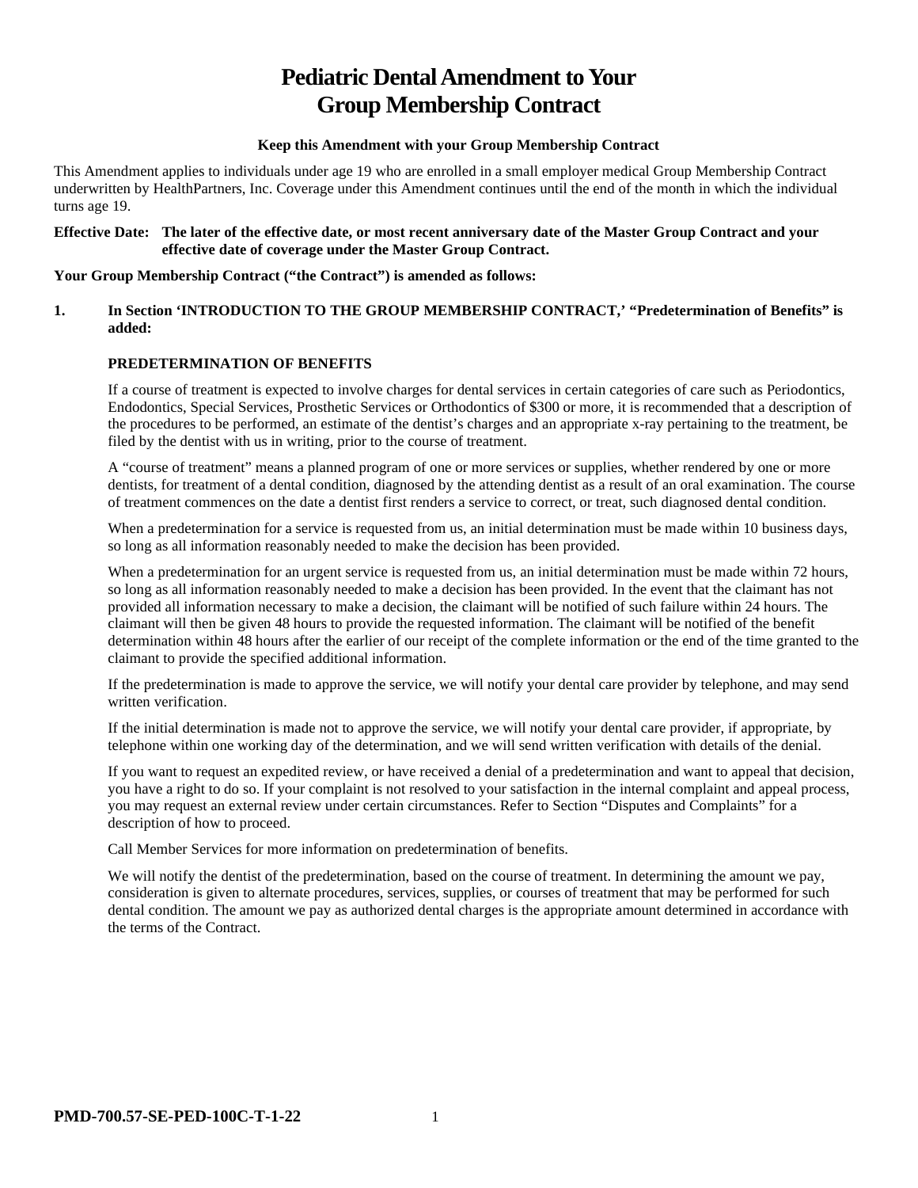# Pediatric Dental Amendment to Your Group Membership Contract

**Keep this Amendment with your Group Membership Contract**

This Amendment applies to individuals under age 19 who are enrolled in a small employer medical Group Membership Contract underwritten by HealthPartners, Inc. Coverage under this Amendment continues until the end of the month in which the individual turns age 19.

**Effective Date: The later of the effective date, or most recent anniversary date of the Master Group Contract and your effective date of coverage under the Master Group Contract.**

**Your Group Membership Contract ("the Contract") is amended as follows:**

**1. In Section 'INTRODUCTION TO THE GROUP MEMBERSHIP CONTRACT,' "Predetermination of Benefits" is added:**

**PREDETERMINATION OF BENEFITS**

If a course of treatment is expected to involve charges for dental services in certain categories of care such as Periodontics, Endodontics, Special Services, Prosthetic Services or Orthodontics of $300 or more, it is recommended that a description of the procedures to be performed, an estimate of the dentist's charges and an appropriate x-ray pertaining to the treatment, be filed by the dentist with us in writing, prior to the course of treatment.

A "course of treatment" means a planned program of one or more services or supplies, whether rendered by one or more dentists, for treatment of a dental condition, diagnosed by the attending dentist as a result of an oral examination. The course of treatment commences on the date a dentist first renders a service to correct, or treat, such diagnosed dental condition.

When a predetermination for a service is requested from us, an initial determination must be made within 10 business days, so long as all information reasonably needed to make the decision has been provided.

When a predetermination for an urgent service is requested from us, an initial determination must be made within 72 hours, so long as all information reasonably needed to make a decision has been provided. In the event that the claimant has not provided all information necessary to make a decision, the claimant will be notified of such failure within 24 hours. The claimant will then be given 48 hours to provide the requested information. The claimant will be notified of the benefit determination within 48 hours after the earlier of our receipt of the complete information or the end of the time granted to the claimant to provide the specified additional information.

If the predetermination is made to approve the service, we will notify your dental care provider by telephone, and may send written verification.

If the initial determination is made not to approve the service, we will notify your dental care provider, if appropriate, by telephone within one working day of the determination, and we will send written verification with details of the denial.

If you want to request an expedited review, or have received a denial of a predetermination and want to appeal that decision, you have a right to do so. If your complaint is not resolved to your satisfaction in the internal complaint and appeal process, you may request an external review under certain circumstances. Refer to Section "Disputes and Complaints" for a description of how to proceed.

Call Member Services for more information on predetermination of benefits.

We will notify the dentist of the predetermination, based on the course of treatment. In determining the amount we pay, consideration is given to alternate procedures, services, supplies, or courses of treatment that may be performed for such dental condition. The amount we pay as authorized dental charges is the appropriate amount determined in accordance with the terms of the Contract.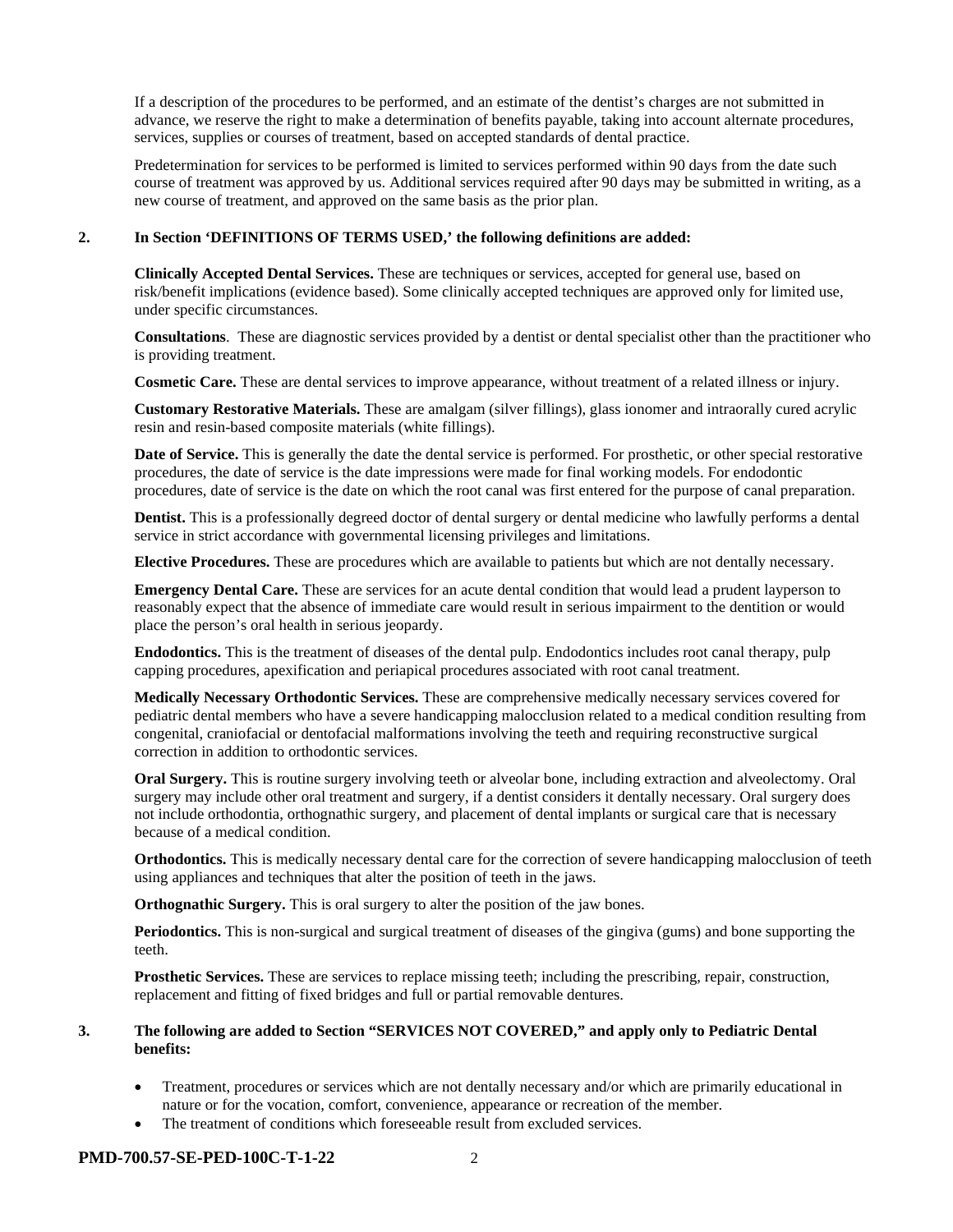If a description of the procedures to be performed, and an estimate of the dentist's charges are not submitted in advance, we reserve the right to make a determination of benefits payable, taking into account alternate procedures, services, supplies or courses of treatment, based on accepted standards of dental practice.

Predetermination for services to be performed is limited to services performed within 90 days from the date such course of treatment was approved by us. Additional services required after 90 days may be submitted in writing, as a new course of treatment, and approved on the same basis as the prior plan.

**2. In Section 'DEFINITIONS OF TERMS USED,' the following definitions are added:**

**Clinically Accepted Dental Services.** These are techniques or services, accepted for general use, based on risk/benefit implications (evidence based). Some clinically accepted techniques are approved only for limited use, under specific circumstances.

**Consultations**. These are diagnostic services provided by a dentist or dental specialist other than the practitioner who is providing treatment.

**Cosmetic Care.** These are dental services to improve appearance, without treatment of a related illness or injury.

**Customary Restorative Materials.** These are amalgam (silver fillings), glass ionomer and intraorally cured acrylic resin and resin-based composite materials (white fillings).

**Date of Service.** This is generally the date the dental service is performed. For prosthetic, or other special restorative procedures, the date of service is the date impressions were made for final working models. For endodontic procedures, date of service is the date on which the root canal was first entered for the purpose of canal preparation.

**Dentist.** This is a professionally degreed doctor of dental surgery or dental medicine who lawfully performs a dental service in strict accordance with governmental licensing privileges and limitations.

**Elective Procedures.** These are procedures which are available to patients but which are not dentally necessary.

**Emergency Dental Care.** These are services for an acute dental condition that would lead a prudent layperson to reasonably expect that the absence of immediate care would result in serious impairment to the dentition or would place the person's oral health in serious jeopardy.

**Endodontics.** This is the treatment of diseases of the dental pulp. Endodontics includes root canal therapy, pulp capping procedures, apexification and periapical procedures associated with root canal treatment.

**Medically Necessary Orthodontic Services.** These are comprehensive medically necessary services covered for pediatric dental members who have a severe handicapping malocclusion related to a medical condition resulting from congenital, craniofacial or dentofacial malformations involving the teeth and requiring reconstructive surgical correction in addition to orthodontic services.

**Oral Surgery.** This is routine surgery involving teeth or alveolar bone, including extraction and alveolectomy. Oral surgery may include other oral treatment and surgery, if a dentist considers it dentally necessary. Oral surgery does not include orthodontia, orthognathic surgery, and placement of dental implants or surgical care that is necessary because of a medical condition.

**Orthodontics.** This is medically necessary dental care for the correction of severe handicapping malocclusion of teeth using appliances and techniques that alter the position of teeth in the jaws.

**Orthognathic Surgery.** This is oral surgery to alter the position of the jaw bones.

**Periodontics.** This is non-surgical and surgical treatment of diseases of the gingiva (gums) and bone supporting the teeth.

**Prosthetic Services.** These are services to replace missing teeth; including the prescribing, repair, construction, replacement and fitting of fixed bridges and full or partial removable dentures.

**3. The following are added to Section "SERVICES NOT COVERED," and apply only to Pediatric Dental benefits:**

- Treatment, procedures or services which are not dentally necessary and/or which are primarily educational in nature or for the vocation, comfort, convenience, appearance or recreation of the member.
- The treatment of conditions which foreseeable result from excluded services.

**PMD-700.57-SE-PED-100C-T-1-22**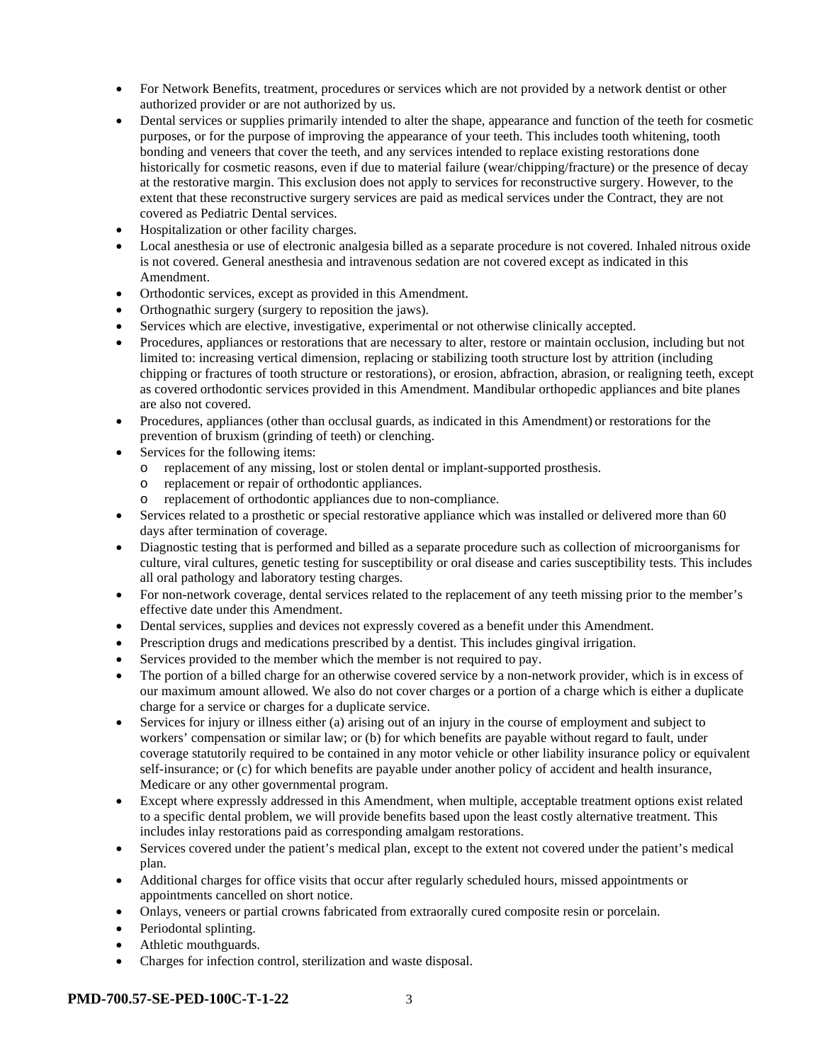- For Network Benefits, treatment, procedures or services which are not provided by a network dentist or other authorized provider or are not authorized by us.
- Dental services or supplies primarily intended to alter the shape, appearance and function of the teeth for cosmetic purposes, or for the purpose of improving the appearance of your teeth. This includes tooth whitening, tooth bonding and veneers that cover the teeth, and any services intended to replace existing restorations done historically for cosmetic reasons, even if due to material failure (wear/chipping/fracture) or the presence of decay at the restorative margin. This exclusion does not apply to services for reconstructive surgery. However, to the extent that these reconstructive surgery services are paid as medical services under the Contract, they are not covered as Pediatric Dental services.
- Hospitalization or other facility charges.
- Local anesthesia or use of electronic analgesia billed as a separate procedure is not covered. Inhaled nitrous oxide is not covered. General anesthesia and intravenous sedation are not covered except as indicated in this Amendment.
- Orthodontic services, except as provided in this Amendment.
- Orthognathic surgery (surgery to reposition the jaws).
- Services which are elective, investigative, experimental or not otherwise clinically accepted.
- Procedures, appliances or restorations that are necessary to alter, restore or maintain occlusion, including but not limited to: increasing vertical dimension, replacing or stabilizing tooth structure lost by attrition (including chipping or fractures of tooth structure or restorations), or erosion, abfraction, abrasion, or realigning teeth, except as covered orthodontic services provided in this Amendment. Mandibular orthopedic appliances and bite planes are also not covered.
- Procedures, appliances (other than occlusal guards, as indicated in this Amendment) or restorations for the prevention of bruxism (grinding of teeth) or clenching.
- Services for the following items:
  - replacement of any missing, lost or stolen dental or implant-supported prosthesis.
  - replacement or repair of orthodontic appliances.
  - replacement of orthodontic appliances due to non-compliance.
- Services related to a prosthetic or special restorative appliance which was installed or delivered more than 60 days after termination of coverage.
- Diagnostic testing that is performed and billed as a separate procedure such as collection of microorganisms for culture, viral cultures, genetic testing for susceptibility or oral disease and caries susceptibility tests. This includes all oral pathology and laboratory testing charges.
- For non-network coverage, dental services related to the replacement of any teeth missing prior to the member's effective date under this Amendment.
- Dental services, supplies and devices not expressly covered as a benefit under this Amendment.
- Prescription drugs and medications prescribed by a dentist. This includes gingival irrigation.
- Services provided to the member which the member is not required to pay.
- The portion of a billed charge for an otherwise covered service by a non-network provider, which is in excess of our maximum amount allowed. We also do not cover charges or a portion of a charge which is either a duplicate charge for a service or charges for a duplicate service.
- Services for injury or illness either (a) arising out of an injury in the course of employment and subject to workers' compensation or similar law; or (b) for which benefits are payable without regard to fault, under coverage statutorily required to be contained in any motor vehicle or other liability insurance policy or equivalent self-insurance; or (c) for which benefits are payable under another policy of accident and health insurance, Medicare or any other governmental program.
- Except where expressly addressed in this Amendment, when multiple, acceptable treatment options exist related to a specific dental problem, we will provide benefits based upon the least costly alternative treatment. This includes inlay restorations paid as corresponding amalgam restorations.
- Services covered under the patient's medical plan, except to the extent not covered under the patient's medical plan.
- Additional charges for office visits that occur after regularly scheduled hours, missed appointments or appointments cancelled on short notice.
- Onlays, veneers or partial crowns fabricated from extraorally cured composite resin or porcelain.
- Periodontal splinting.
- Athletic mouthguards.
- Charges for infection control, sterilization and waste disposal.

**PMD-700.57-SE-PED-100C-T-1-22**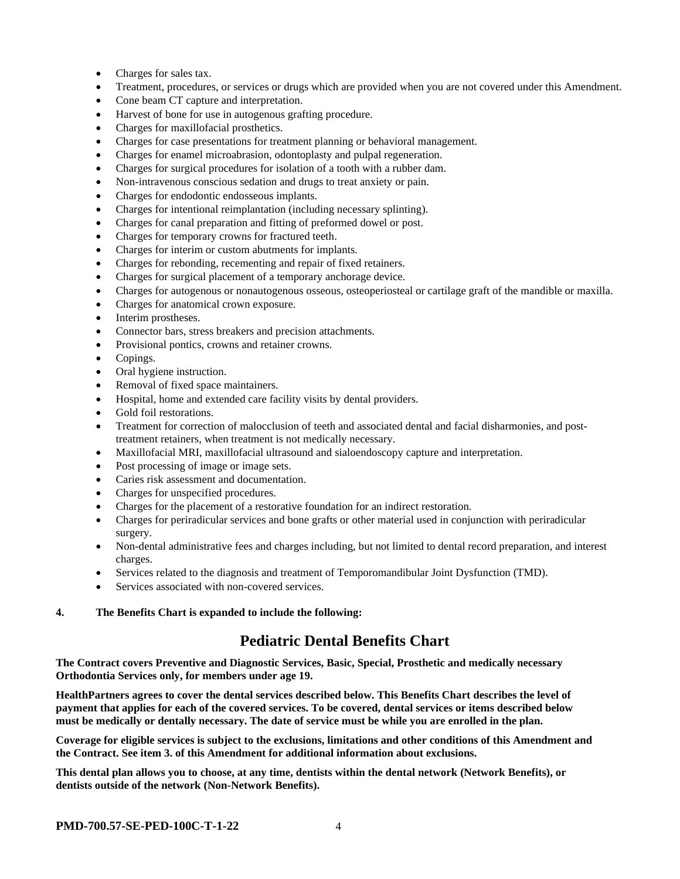- Charges for sales tax.
- Treatment, procedures, or services or drugs which are provided when you are not covered under this Amendment.
- Cone beam CT capture and interpretation.
- Harvest of bone for use in autogenous grafting procedure.
- Charges for maxillofacial prosthetics.
- Charges for case presentations for treatment planning or behavioral management.
- Charges for enamel microabrasion, odontoplasty and pulpal regeneration.
- Charges for surgical procedures for isolation of a tooth with a rubber dam.
- Non-intravenous conscious sedation and drugs to treat anxiety or pain.
- Charges for endodontic endosseous implants.
- Charges for intentional reimplantation (including necessary splinting).
- Charges for canal preparation and fitting of preformed dowel or post.
- Charges for temporary crowns for fractured teeth.
- Charges for interim or custom abutments for implants.
- Charges for rebonding, recementing and repair of fixed retainers.
- Charges for surgical placement of a temporary anchorage device.
- Charges for autogenous or nonautogenous osseous, osteoperiosteal or cartilage graft of the mandible or maxilla.
- Charges for anatomical crown exposure.
- Interim prostheses.
- Connector bars, stress breakers and precision attachments.
- Provisional pontics, crowns and retainer crowns.
- Copings.
- Oral hygiene instruction.
- Removal of fixed space maintainers.
- Hospital, home and extended care facility visits by dental providers.
- Gold foil restorations.
- Treatment for correction of malocclusion of teeth and associated dental and facial disharmonies, and post-treatment retainers, when treatment is not medically necessary.
- Maxillofacial MRI, maxillofacial ultrasound and sialoendoscopy capture and interpretation.
- Post processing of image or image sets.
- Caries risk assessment and documentation.
- Charges for unspecified procedures.
- Charges for the placement of a restorative foundation for an indirect restoration.
- Charges for periradicular services and bone grafts or other material used in conjunction with periradicular surgery.
- Non-dental administrative fees and charges including, but not limited to dental record preparation, and interest charges.
- Services related to the diagnosis and treatment of Temporomandibular Joint Dysfunction (TMD).
- Services associated with non-covered services.

**4. The Benefits Chart is expanded to include the following:**

# Pediatric Dental Benefits Chart

**The Contract covers Preventive and Diagnostic Services, Basic, Special, Prosthetic and medically necessary Orthodontia Services only, for members under age 19.**

**HealthPartners agrees to cover the dental services described below. This Benefits Chart describes the level of payment that applies for each of the covered services. To be covered, dental services or items described below must be medically or dentally necessary. The date of service must be while you are enrolled in the plan.**

**Coverage for eligible services is subject to the exclusions, limitations and other conditions of this Amendment and the Contract. See item 3. of this Amendment for additional information about exclusions.**

**This dental plan allows you to choose, at any time, dentists within the dental network (Network Benefits), or dentists outside of the network (Non-Network Benefits).**

**PMD-700.57-SE-PED-100C-T-1-22**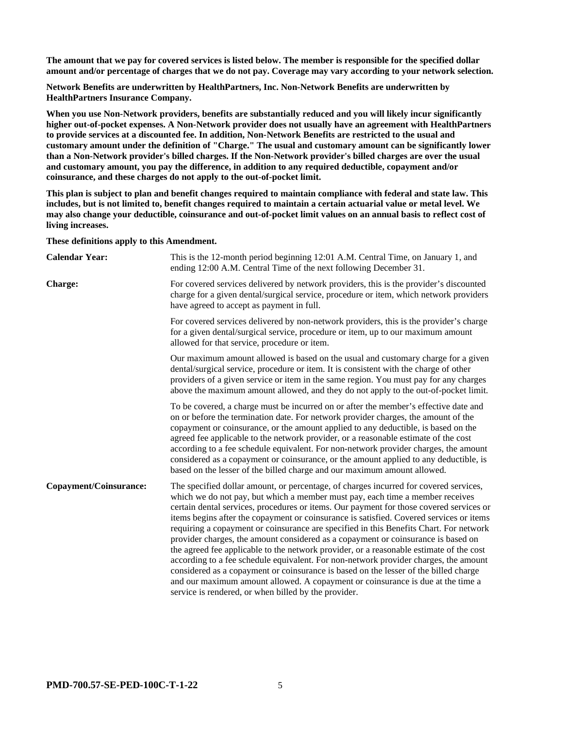**The amount that we pay for covered services is listed below. The member is responsible for the specified dollar amount and/or percentage of charges that we do not pay. Coverage may vary according to your network selection.**

**Network Benefits are underwritten by HealthPartners, Inc. Non-Network Benefits are underwritten by HealthPartners Insurance Company.**

**When you use Non-Network providers, benefits are substantially reduced and you will likely incur significantly higher out-of-pocket expenses. A Non-Network provider does not usually have an agreement with HealthPartners to provide services at a discounted fee. In addition, Non-Network Benefits are restricted to the usual and customary amount under the definition of "Charge." The usual and customary amount can be significantly lower than a Non-Network provider's billed charges. If the Non-Network provider's billed charges are over the usual and customary amount, you pay the difference, in addition to any required deductible, copayment and/or coinsurance, and these charges do not apply to the out-of-pocket limit.**

**This plan is subject to plan and benefit changes required to maintain compliance with federal and state law. This includes, but is not limited to, benefit changes required to maintain a certain actuarial value or metal level. We may also change your deductible, coinsurance and out-of-pocket limit values on an annual basis to reflect cost of living increases.**

**These definitions apply to this Amendment.**

**Calendar Year:** This is the 12-month period beginning 12:01 A.M. Central Time, on January 1, and ending 12:00 A.M. Central Time of the next following December 31.

**Charge:** For covered services delivered by network providers, this is the provider's discounted charge for a given dental/surgical service, procedure or item, which network providers have agreed to accept as payment in full.

For covered services delivered by non-network providers, this is the provider's charge for a given dental/surgical service, procedure or item, up to our maximum amount allowed for that service, procedure or item.

Our maximum amount allowed is based on the usual and customary charge for a given dental/surgical service, procedure or item. It is consistent with the charge of other providers of a given service or item in the same region. You must pay for any charges above the maximum amount allowed, and they do not apply to the out-of-pocket limit.

To be covered, a charge must be incurred on or after the member's effective date and on or before the termination date. For network provider charges, the amount of the copayment or coinsurance, or the amount applied to any deductible, is based on the agreed fee applicable to the network provider, or a reasonable estimate of the cost according to a fee schedule equivalent. For non-network provider charges, the amount considered as a copayment or coinsurance, or the amount applied to any deductible, is based on the lesser of the billed charge and our maximum amount allowed.

**Copayment/Coinsurance:** The specified dollar amount, or percentage, of charges incurred for covered services, which we do not pay, but which a member must pay, each time a member receives certain dental services, procedures or items. Our payment for those covered services or items begins after the copayment or coinsurance is satisfied. Covered services or items requiring a copayment or coinsurance are specified in this Benefits Chart. For network provider charges, the amount considered as a copayment or coinsurance is based on the agreed fee applicable to the network provider, or a reasonable estimate of the cost according to a fee schedule equivalent. For non-network provider charges, the amount considered as a copayment or coinsurance is based on the lesser of the billed charge and our maximum amount allowed. A copayment or coinsurance is due at the time a service is rendered, or when billed by the provider.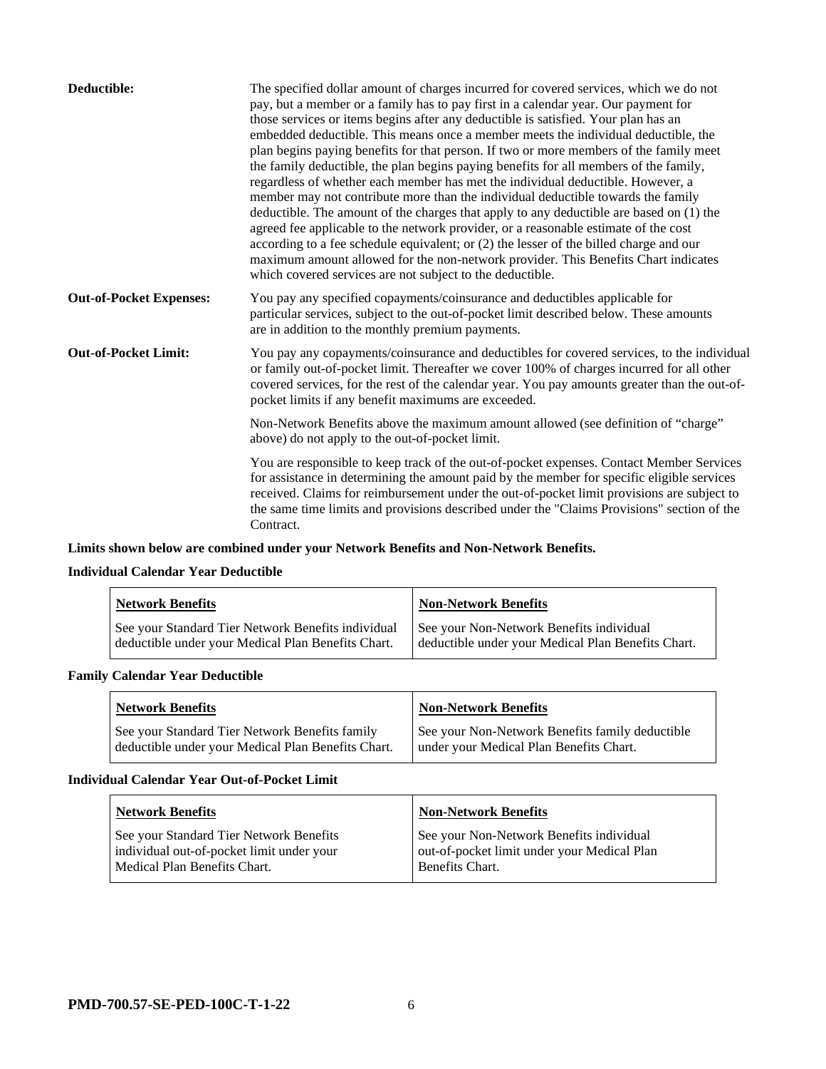**Deductible:** The specified dollar amount of charges incurred for covered services, which we do not pay, but a member or a family has to pay first in a calendar year. Our payment for those services or items begins after any deductible is satisfied. Your plan has an embedded deductible. This means once a member meets the individual deductible, the plan begins paying benefits for that person. If two or more members of the family meet the family deductible, the plan begins paying benefits for all members of the family, regardless of whether each member has met the individual deductible. However, a member may not contribute more than the individual deductible towards the family deductible. The amount of the charges that apply to any deductible are based on (1) the agreed fee applicable to the network provider, or a reasonable estimate of the cost according to a fee schedule equivalent; or (2) the lesser of the billed charge and our maximum amount allowed for the non-network provider. This Benefits Chart indicates which covered services are not subject to the deductible.

**Out-of-Pocket Expenses:** You pay any specified copayments/coinsurance and deductibles applicable for particular services, subject to the out-of-pocket limit described below. These amounts are in addition to the monthly premium payments.

**Out-of-Pocket Limit:** You pay any copayments/coinsurance and deductibles for covered services, to the individual or family out-of-pocket limit. Thereafter we cover 100% of charges incurred for all other covered services, for the rest of the calendar year. You pay amounts greater than the out-of-pocket limits if any benefit maximums are exceeded.

Non-Network Benefits above the maximum amount allowed (see definition of "charge" above) do not apply to the out-of-pocket limit.

You are responsible to keep track of the out-of-pocket expenses. Contact Member Services for assistance in determining the amount paid by the member for specific eligible services received. Claims for reimbursement under the out-of-pocket limit provisions are subject to the same time limits and provisions described under the "Claims Provisions" section of the Contract.

**Limits shown below are combined under your Network Benefits and Non-Network Benefits.**

**Individual Calendar Year Deductible**

| Network Benefits | Non-Network Benefits |
|---|---|
| See your Standard Tier Network Benefits individual deductible under your Medical Plan Benefits Chart. | See your Non-Network Benefits individual deductible under your Medical Plan Benefits Chart. |

**Family Calendar Year Deductible**

| Network Benefits | Non-Network Benefits |
|---|---|
| See your Standard Tier Network Benefits family deductible under your Medical Plan Benefits Chart. | See your Non-Network Benefits family deductible under your Medical Plan Benefits Chart. |

**Individual Calendar Year Out-of-Pocket Limit**

| Network Benefits | Non-Network Benefits |
|---|---|
| See your Standard Tier Network Benefits individual out-of-pocket limit under your Medical Plan Benefits Chart. | See your Non-Network Benefits individual out-of-pocket limit under your Medical Plan Benefits Chart. |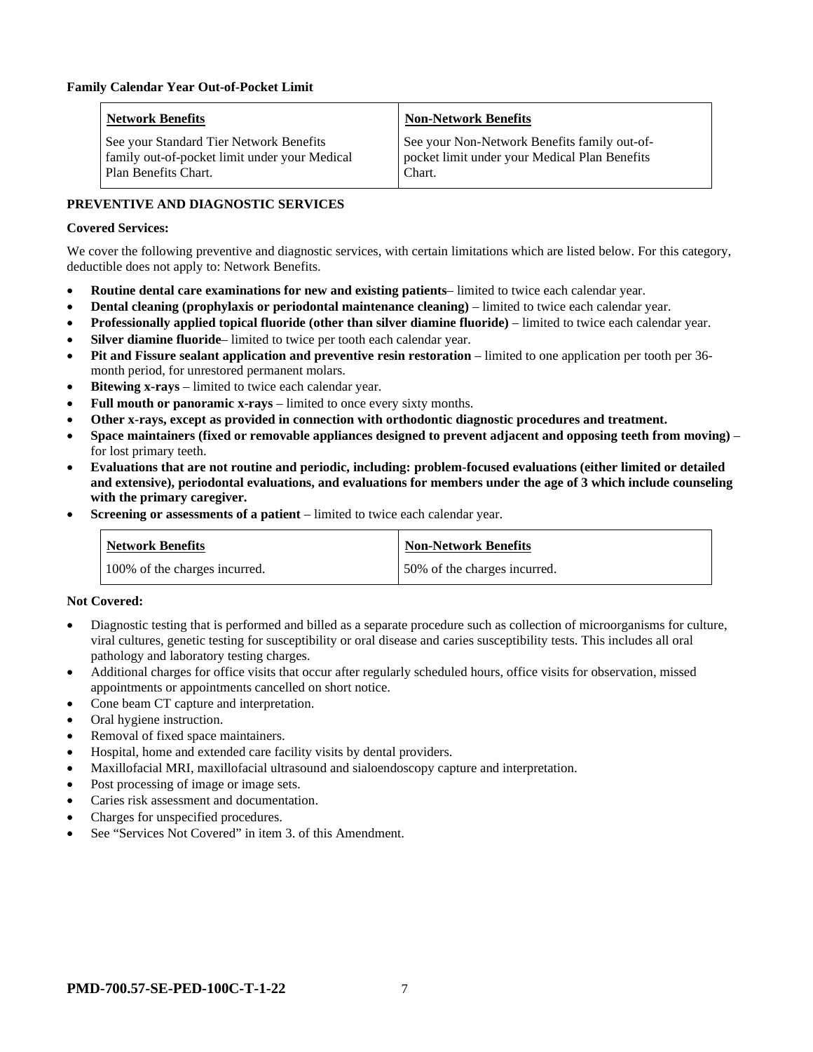**Family Calendar Year Out-of-Pocket Limit**

| Network Benefits | Non-Network Benefits |
| --- | --- |
| See your Standard Tier Network Benefits family out-of-pocket limit under your Medical Plan Benefits Chart. | See your Non-Network Benefits family out-of-pocket limit under your Medical Plan Benefits Chart. |

**PREVENTIVE AND DIAGNOSTIC SERVICES**

**Covered Services:**

We cover the following preventive and diagnostic services, with certain limitations which are listed below. For this category, deductible does not apply to: Network Benefits.

- **Routine dental care examinations for new and existing patients**– limited to twice each calendar year.
- **Dental cleaning (prophylaxis or periodontal maintenance cleaning)** – limited to twice each calendar year.
- **Professionally applied topical fluoride (other than silver diamine fluoride)** – limited to twice each calendar year.
- **Silver diamine fluoride**– limited to twice per tooth each calendar year.
- **Pit and Fissure sealant application and preventive resin restoration** – limited to one application per tooth per 36-month period, for unrestored permanent molars.
- **Bitewing x-rays** – limited to twice each calendar year.
- **Full mouth or panoramic x-rays** – limited to once every sixty months.
- **Other x-rays, except as provided in connection with orthodontic diagnostic procedures and treatment.**
- **Space maintainers (fixed or removable appliances designed to prevent adjacent and opposing teeth from moving)** – for lost primary teeth.
- **Evaluations that are not routine and periodic, including: problem-focused evaluations (either limited or detailed and extensive), periodontal evaluations, and evaluations for members under the age of 3 which include counseling with the primary caregiver.**
- **Screening or assessments of a patient** – limited to twice each calendar year.

| Network Benefits | Non-Network Benefits |
| --- | --- |
| 100% of the charges incurred. | 50% of the charges incurred. |

**Not Covered:**

- Diagnostic testing that is performed and billed as a separate procedure such as collection of microorganisms for culture, viral cultures, genetic testing for susceptibility or oral disease and caries susceptibility tests. This includes all oral pathology and laboratory testing charges.
- Additional charges for office visits that occur after regularly scheduled hours, office visits for observation, missed appointments or appointments cancelled on short notice.
- Cone beam CT capture and interpretation.
- Oral hygiene instruction.
- Removal of fixed space maintainers.
- Hospital, home and extended care facility visits by dental providers.
- Maxillofacial MRI, maxillofacial ultrasound and sialoendoscopy capture and interpretation.
- Post processing of image or image sets.
- Caries risk assessment and documentation.
- Charges for unspecified procedures.
- See "Services Not Covered" in item 3. of this Amendment.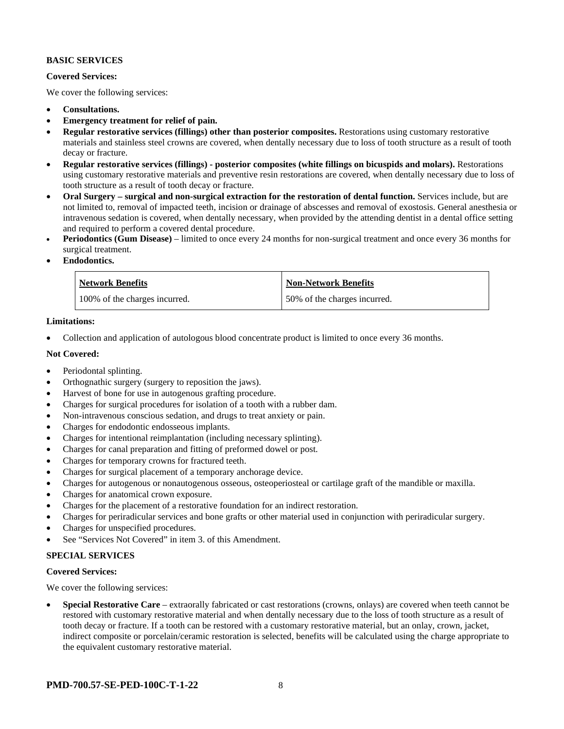**BASIC SERVICES**

**Covered Services:**

We cover the following services:

- **Consultations.**
- **Emergency treatment for relief of pain.**
- **Regular restorative services (fillings) other than posterior composites.** Restorations using customary restorative materials and stainless steel crowns are covered, when dentally necessary due to loss of tooth structure as a result of tooth decay or fracture.
- **Regular restorative services (fillings) - posterior composites (white fillings on bicuspids and molars).** Restorations using customary restorative materials and preventive resin restorations are covered, when dentally necessary due to loss of tooth structure as a result of tooth decay or fracture.
- **Oral Surgery – surgical and non-surgical extraction for the restoration of dental function.** Services include, but are not limited to, removal of impacted teeth, incision or drainage of abscesses and removal of exostosis. General anesthesia or intravenous sedation is covered, when dentally necessary, when provided by the attending dentist in a dental office setting and required to perform a covered dental procedure.
- **Periodontics (Gum Disease)** – limited to once every 24 months for non-surgical treatment and once every 36 months for surgical treatment.
- **Endodontics.**

| Network Benefits | Non-Network Benefits |
|---|---|
| 100% of the charges incurred. | 50% of the charges incurred. |

**Limitations:**

- Collection and application of autologous blood concentrate product is limited to once every 36 months.

**Not Covered:**

- Periodontal splinting.
- Orthognathic surgery (surgery to reposition the jaws).
- Harvest of bone for use in autogenous grafting procedure.
- Charges for surgical procedures for isolation of a tooth with a rubber dam.
- Non-intravenous conscious sedation, and drugs to treat anxiety or pain.
- Charges for endodontic endosseous implants.
- Charges for intentional reimplantation (including necessary splinting).
- Charges for canal preparation and fitting of preformed dowel or post.
- Charges for temporary crowns for fractured teeth.
- Charges for surgical placement of a temporary anchorage device.
- Charges for autogenous or nonautogenous osseous, osteoperiosteal or cartilage graft of the mandible or maxilla.
- Charges for anatomical crown exposure.
- Charges for the placement of a restorative foundation for an indirect restoration.
- Charges for periradicular services and bone grafts or other material used in conjunction with periradicular surgery.
- Charges for unspecified procedures.
- See "Services Not Covered" in item 3. of this Amendment.

**SPECIAL SERVICES**

**Covered Services:**

We cover the following services:

- **Special Restorative Care** – extraorally fabricated or cast restorations (crowns, onlays) are covered when teeth cannot be restored with customary restorative material and when dentally necessary due to the loss of tooth structure as a result of tooth decay or fracture. If a tooth can be restored with a customary restorative material, but an onlay, crown, jacket, indirect composite or porcelain/ceramic restoration is selected, benefits will be calculated using the charge appropriate to the equivalent customary restorative material.

**PMD-700.57-SE-PED-100C-T-1-22**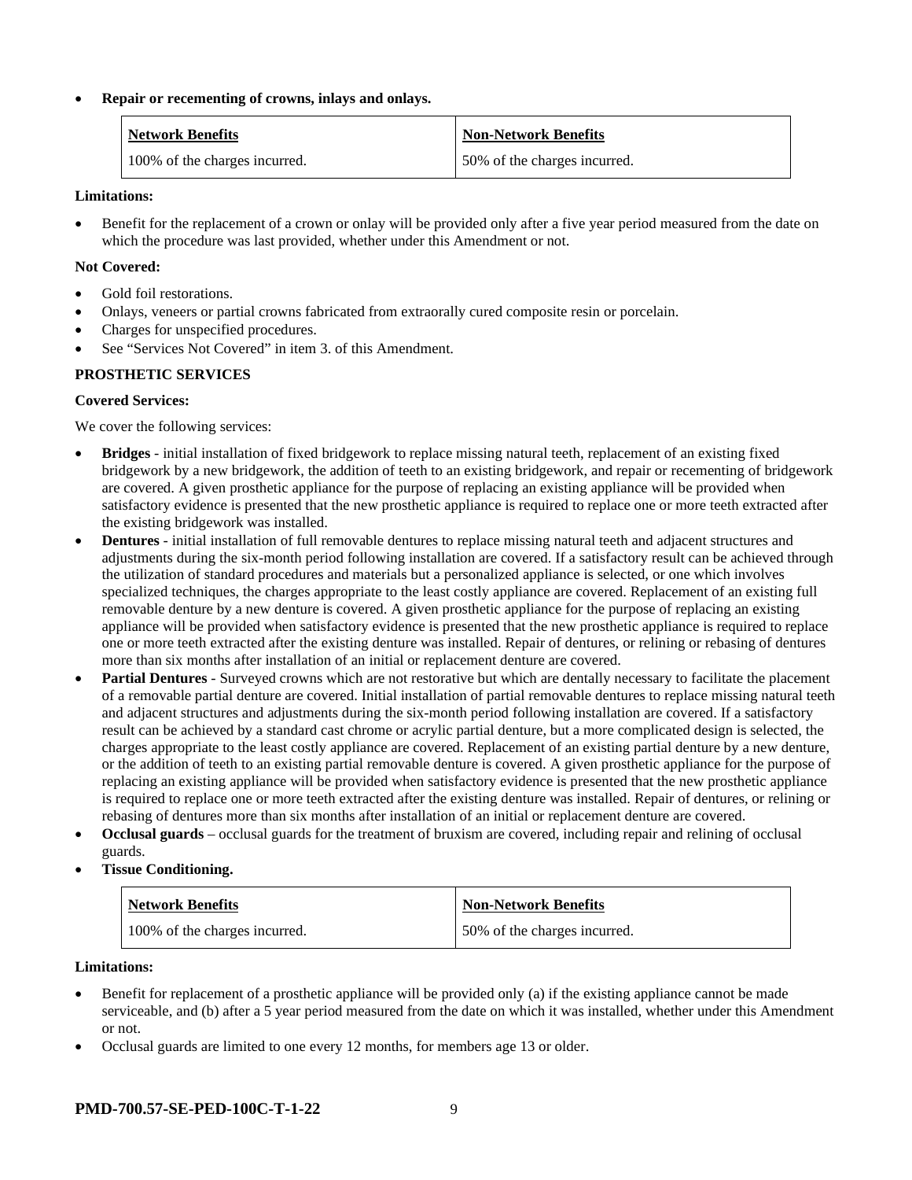- **Repair or recementing of crowns, inlays and onlays.**

| Network Benefits | Non-Network Benefits |
| --- | --- |
| 100% of the charges incurred. | 50% of the charges incurred. |

**Limitations:**

- Benefit for the replacement of a crown or onlay will be provided only after a five year period measured from the date on which the procedure was last provided, whether under this Amendment or not.

**Not Covered:**

- Gold foil restorations.
- Onlays, veneers or partial crowns fabricated from extraorally cured composite resin or porcelain.
- Charges for unspecified procedures.
- See "Services Not Covered" in item 3. of this Amendment.

**PROSTHETIC SERVICES**

**Covered Services:**

We cover the following services:

- **Bridges** - initial installation of fixed bridgework to replace missing natural teeth, replacement of an existing fixed bridgework by a new bridgework, the addition of teeth to an existing bridgework, and repair or recementing of bridgework are covered. A given prosthetic appliance for the purpose of replacing an existing appliance will be provided when satisfactory evidence is presented that the new prosthetic appliance is required to replace one or more teeth extracted after the existing bridgework was installed.
- **Dentures** - initial installation of full removable dentures to replace missing natural teeth and adjacent structures and adjustments during the six-month period following installation are covered. If a satisfactory result can be achieved through the utilization of standard procedures and materials but a personalized appliance is selected, or one which involves specialized techniques, the charges appropriate to the least costly appliance are covered. Replacement of an existing full removable denture by a new denture is covered. A given prosthetic appliance for the purpose of replacing an existing appliance will be provided when satisfactory evidence is presented that the new prosthetic appliance is required to replace one or more teeth extracted after the existing denture was installed. Repair of dentures, or relining or rebasing of dentures more than six months after installation of an initial or replacement denture are covered.
- **Partial Dentures** - Surveyed crowns which are not restorative but which are dentally necessary to facilitate the placement of a removable partial denture are covered. Initial installation of partial removable dentures to replace missing natural teeth and adjacent structures and adjustments during the six-month period following installation are covered. If a satisfactory result can be achieved by a standard cast chrome or acrylic partial denture, but a more complicated design is selected, the charges appropriate to the least costly appliance are covered. Replacement of an existing partial denture by a new denture, or the addition of teeth to an existing partial removable denture is covered. A given prosthetic appliance for the purpose of replacing an existing appliance will be provided when satisfactory evidence is presented that the new prosthetic appliance is required to replace one or more teeth extracted after the existing denture was installed. Repair of dentures, or relining or rebasing of dentures more than six months after installation of an initial or replacement denture are covered.
- **Occlusal guards** – occlusal guards for the treatment of bruxism are covered, including repair and relining of occlusal guards.
- **Tissue Conditioning.**

| Network Benefits | Non-Network Benefits |
| --- | --- |
| 100% of the charges incurred. | 50% of the charges incurred. |

**Limitations:**

- Benefit for replacement of a prosthetic appliance will be provided only (a) if the existing appliance cannot be made serviceable, and (b) after a 5 year period measured from the date on which it was installed, whether under this Amendment or not.
- Occlusal guards are limited to one every 12 months, for members age 13 or older.

**PMD-700.57-SE-PED-100C-T-1-22**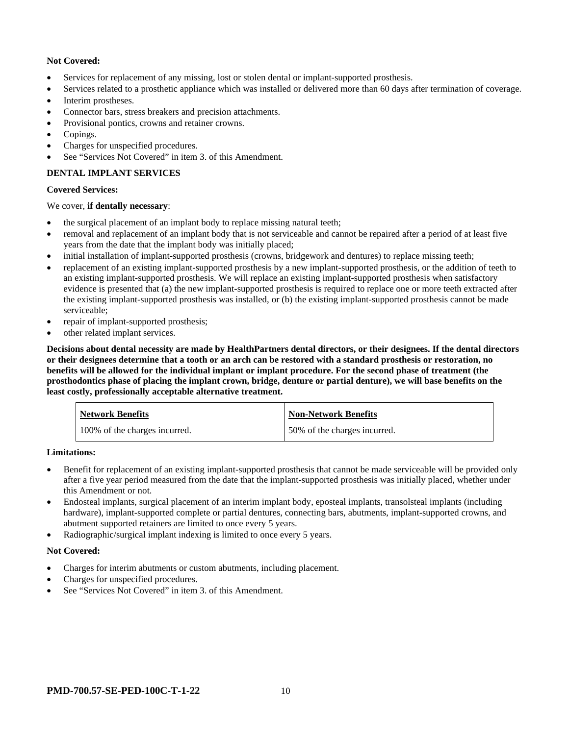**Not Covered:**

- Services for replacement of any missing, lost or stolen dental or implant-supported prosthesis.
- Services related to a prosthetic appliance which was installed or delivered more than 60 days after termination of coverage.
- Interim prostheses.
- Connector bars, stress breakers and precision attachments.
- Provisional pontics, crowns and retainer crowns.
- Copings.
- Charges for unspecified procedures.
- See "Services Not Covered" in item 3. of this Amendment.

**DENTAL IMPLANT SERVICES**

**Covered Services:**

We cover, **if dentally necessary**:

- the surgical placement of an implant body to replace missing natural teeth;
- removal and replacement of an implant body that is not serviceable and cannot be repaired after a period of at least five years from the date that the implant body was initially placed;
- initial installation of implant-supported prosthesis (crowns, bridgework and dentures) to replace missing teeth;
- replacement of an existing implant-supported prosthesis by a new implant-supported prosthesis, or the addition of teeth to an existing implant-supported prosthesis. We will replace an existing implant-supported prosthesis when satisfactory evidence is presented that (a) the new implant-supported prosthesis is required to replace one or more teeth extracted after the existing implant-supported prosthesis was installed, or (b) the existing implant-supported prosthesis cannot be made serviceable;
- repair of implant-supported prosthesis;
- other related implant services.

**Decisions about dental necessity are made by HealthPartners dental directors, or their designees. If the dental directors or their designees determine that a tooth or an arch can be restored with a standard prosthesis or restoration, no benefits will be allowed for the individual implant or implant procedure. For the second phase of treatment (the prosthodontics phase of placing the implant crown, bridge, denture or partial denture), we will base benefits on the least costly, professionally acceptable alternative treatment.**

| Network Benefits | Non-Network Benefits |
|---|---|
| 100% of the charges incurred. | 50% of the charges incurred. |

**Limitations:**

- Benefit for replacement of an existing implant-supported prosthesis that cannot be made serviceable will be provided only after a five year period measured from the date that the implant-supported prosthesis was initially placed, whether under this Amendment or not.
- Endosteal implants, surgical placement of an interim implant body, eposteal implants, transolsteal implants (including hardware), implant-supported complete or partial dentures, connecting bars, abutments, implant-supported crowns, and abutment supported retainers are limited to once every 5 years.
- Radiographic/surgical implant indexing is limited to once every 5 years.

**Not Covered:**

- Charges for interim abutments or custom abutments, including placement.
- Charges for unspecified procedures.
- See "Services Not Covered" in item 3. of this Amendment.

**PMD-700.57-SE-PED-100C-T-1-22**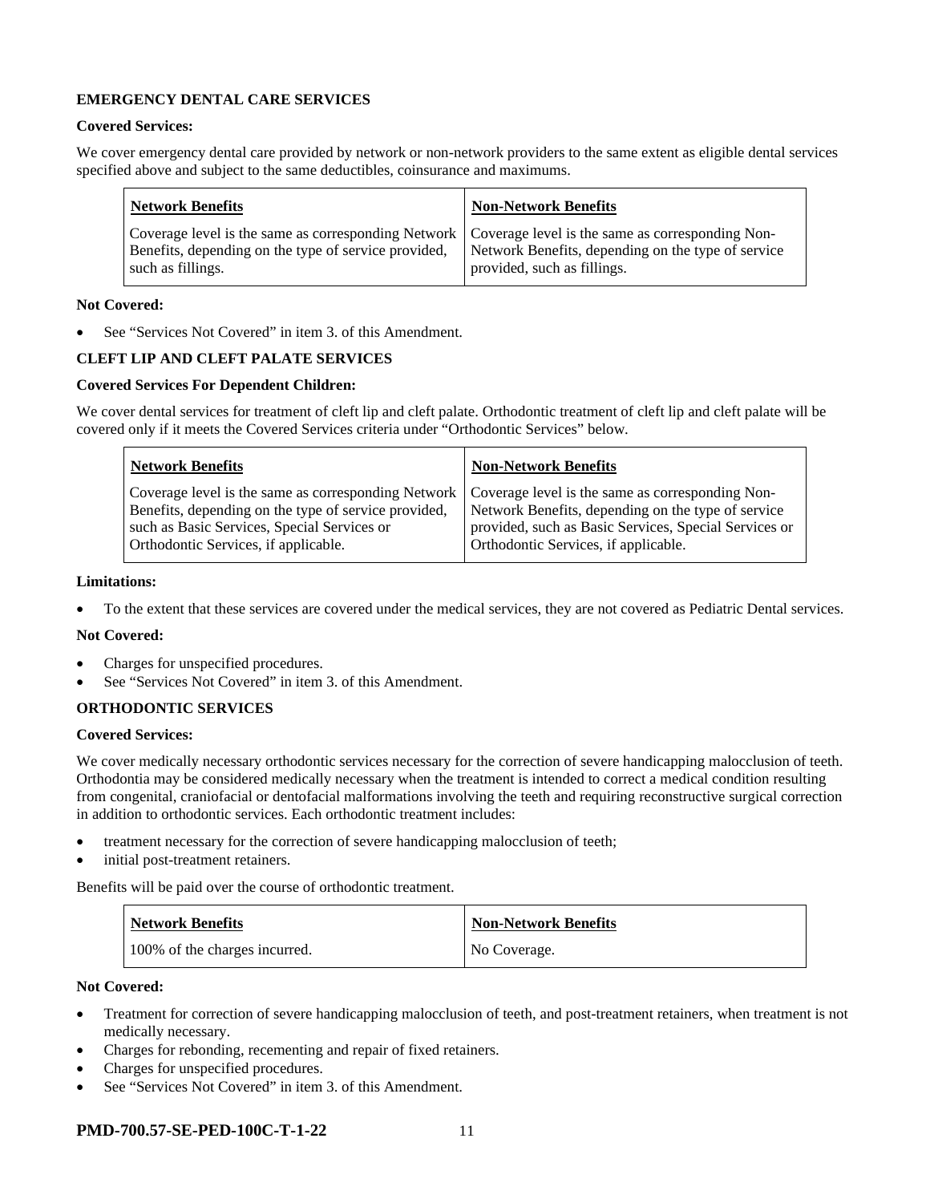**EMERGENCY DENTAL CARE SERVICES**

**Covered Services:**

We cover emergency dental care provided by network or non-network providers to the same extent as eligible dental services specified above and subject to the same deductibles, coinsurance and maximums.

| Network Benefits | Non-Network Benefits |
|---|---|
| Coverage level is the same as corresponding Network Benefits, depending on the type of service provided, such as fillings. | Coverage level is the same as corresponding Non-Network Benefits, depending on the type of service provided, such as fillings. |

**Not Covered:**

- See "Services Not Covered" in item 3. of this Amendment.

**CLEFT LIP AND CLEFT PALATE SERVICES**

**Covered Services For Dependent Children:**

We cover dental services for treatment of cleft lip and cleft palate. Orthodontic treatment of cleft lip and cleft palate will be covered only if it meets the Covered Services criteria under "Orthodontic Services" below.

| Network Benefits | Non-Network Benefits |
|---|---|
| Coverage level is the same as corresponding Network Benefits, depending on the type of service provided, such as Basic Services, Special Services or Orthodontic Services, if applicable. | Coverage level is the same as corresponding Non-Network Benefits, depending on the type of service provided, such as Basic Services, Special Services or Orthodontic Services, if applicable. |

**Limitations:**

- To the extent that these services are covered under the medical services, they are not covered as Pediatric Dental services.

**Not Covered:**

- Charges for unspecified procedures.
- See "Services Not Covered" in item 3. of this Amendment.

**ORTHODONTIC SERVICES**

**Covered Services:**

We cover medically necessary orthodontic services necessary for the correction of severe handicapping malocclusion of teeth. Orthodontia may be considered medically necessary when the treatment is intended to correct a medical condition resulting from congenital, craniofacial or dentofacial malformations involving the teeth and requiring reconstructive surgical correction in addition to orthodontic services. Each orthodontic treatment includes:

- treatment necessary for the correction of severe handicapping malocclusion of teeth;
- initial post-treatment retainers.

Benefits will be paid over the course of orthodontic treatment.

| Network Benefits | Non-Network Benefits |
|---|---|
| 100% of the charges incurred. | No Coverage. |

**Not Covered:**

- Treatment for correction of severe handicapping malocclusion of teeth, and post-treatment retainers, when treatment is not medically necessary.
- Charges for rebonding, recementing and repair of fixed retainers.
- Charges for unspecified procedures.
- See "Services Not Covered" in item 3. of this Amendment.

**PMD-700.57-SE-PED-100C-T-1-22**